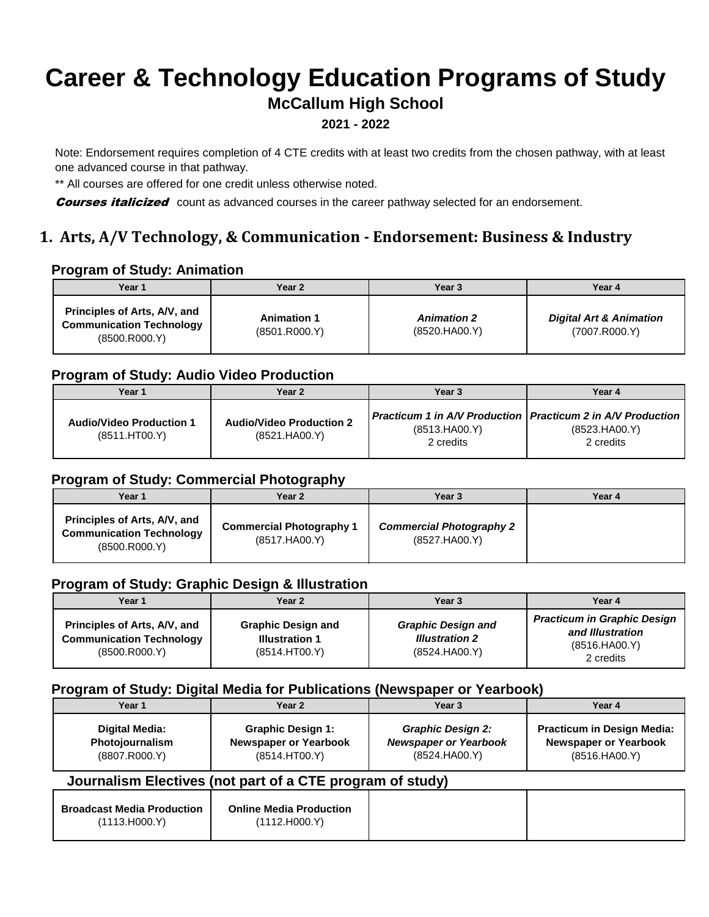# Career & Technology Education Programs of Study

## McCallum High School

**2021 - 2022**

Note: Endorsement requires completion of 4 CTE credits with at least two credits from the chosen pathway, with at least one advanced course in that pathway.

** All courses are offered for one credit unless otherwise noted.

***Courses italicized*** count as advanced courses in the career pathway selected for an endorsement.

## 1. Arts, A/V Technology, & Communication - Endorsement: Business & Industry

### Program of Study: Animation

| Year 1 | Year 2 | Year 3 | Year 4 |
|---|---|---|---|
| **Principles of Arts, A/V, and Communication Technology** (8500.R000.Y) | **Animation 1** (8501.R000.Y) | ***Animation 2*** (8520.HA00.Y) | ***Digital Art & Animation*** (7007.R000.Y) |

### Program of Study: Audio Video Production

| Year 1 | Year 2 | Year 3 | Year 4 |
|---|---|---|---|
| **Audio/Video Production 1** (8511.HT00.Y) | **Audio/Video Production 2** (8521.HA00.Y) | ***Practicum 1 in A/V Production*** (8513.HA00.Y) 2 credits | ***Practicum 2 in A/V Production*** (8523.HA00.Y) 2 credits |

### Program of Study: Commercial Photography

| Year 1 | Year 2 | Year 3 | Year 4 |
|---|---|---|---|
| **Principles of Arts, A/V, and Communication Technology** (8500.R000.Y) | **Commercial Photography 1** (8517.HA00.Y) | ***Commercial Photography 2*** (8527.HA00.Y) | |

### Program of Study: Graphic Design & Illustration

| Year 1 | Year 2 | Year 3 | Year 4 |
|---|---|---|---|
| **Principles of Arts, A/V, and Communication Technology** (8500.R000.Y) | **Graphic Design and Illustration 1** (8514.HT00.Y) | ***Graphic Design and Illustration 2*** (8524.HA00.Y) | ***Practicum in Graphic Design and Illustration*** (8516.HA00.Y) 2 credits |

### Program of Study: Digital Media for Publications (Newspaper or Yearbook)

| Year 1 | Year 2 | Year 3 | Year 4 |
|---|---|---|---|
| **Digital Media: Photojournalism** (8807.R000.Y) | **Graphic Design 1: Newspaper or Yearbook** (8514.HT00.Y) | ***Graphic Design 2: Newspaper or Yearbook*** (8524.HA00.Y) | **Practicum in Design Media: Newspaper or Yearbook** (8516.HA00.Y) |

### Journalism Electives (not part of a CTE program of study)

| | | | |
|---|---|---|---|
| **Broadcast Media Production** (1113.H000.Y) | **Online Media Production** (1112.H000.Y) | | |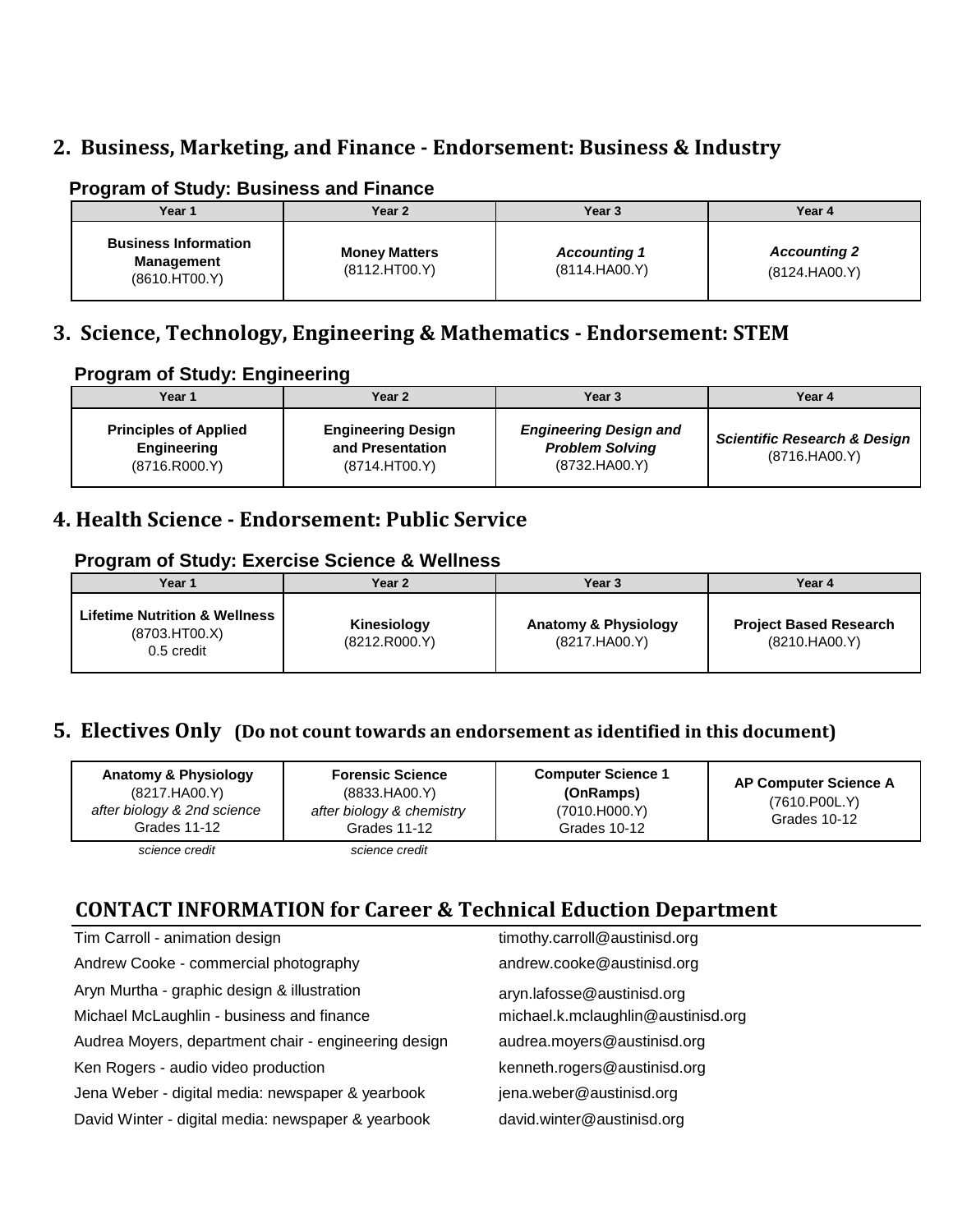## 2. Business, Marketing, and Finance - Endorsement: Business & Industry

### Program of Study: Business and Finance

| Year 1 | Year 2 | Year 3 | Year 4 |
|---|---|---|---|
| **Business Information Management** (8610.HT00.Y) | **Money Matters** (8112.HT00.Y) | ***Accounting 1*** (8114.HA00.Y) | ***Accounting 2*** (8124.HA00.Y) |

## 3. Science, Technology, Engineering & Mathematics - Endorsement: STEM

### Program of Study: Engineering

| Year 1 | Year 2 | Year 3 | Year 4 |
|---|---|---|---|
| **Principles of Applied Engineering** (8716.R000.Y) | **Engineering Design and Presentation** (8714.HT00.Y) | ***Engineering Design and Problem Solving*** (8732.HA00.Y) | ***Scientific Research & Design*** (8716.HA00.Y) |

## 4. Health Science - Endorsement: Public Service

### Program of Study: Exercise Science & Wellness

| Year 1 | Year 2 | Year 3 | Year 4 |
|---|---|---|---|
| **Lifetime Nutrition & Wellness** (8703.HT00.X) 0.5 credit | **Kinesiology** (8212.R000.Y) | **Anatomy & Physiology** (8217.HA00.Y) | **Project Based Research** (8210.HA00.Y) |

## 5. Electives Only (Do not count towards an endorsement as identified in this document)

| | | | |
|---|---|---|---|
| **Anatomy & Physiology** (8217.HA00.Y) *after biology & 2nd science* Grades 11-12 | **Forensic Science** (8833.HA00.Y) *after biology & chemistry* Grades 11-12 | **Computer Science 1 (OnRamps)** (7010.H000.Y) Grades 10-12 | **AP Computer Science A** (7610.P00L.Y) Grades 10-12 |
| *science credit* | *science credit* | | |

## CONTACT INFORMATION for Career & Technical Eduction Department

| | |
|---|---|
| Tim Carroll - animation design | timothy.carroll@austinisd.org |
| Andrew Cooke - commercial photography | andrew.cooke@austinisd.org |
| Aryn Murtha - graphic design & illustration | aryn.lafosse@austinisd.org |
| Michael McLaughlin - business and finance | michael.k.mclaughlin@austinisd.org |
| Audrea Moyers, department chair - engineering design | audrea.moyers@austinisd.org |
| Ken Rogers - audio video production | kenneth.rogers@austinisd.org |
| Jena Weber - digital media: newspaper & yearbook | jena.weber@austinisd.org |
| David Winter - digital media: newspaper & yearbook | david.winter@austinisd.org |